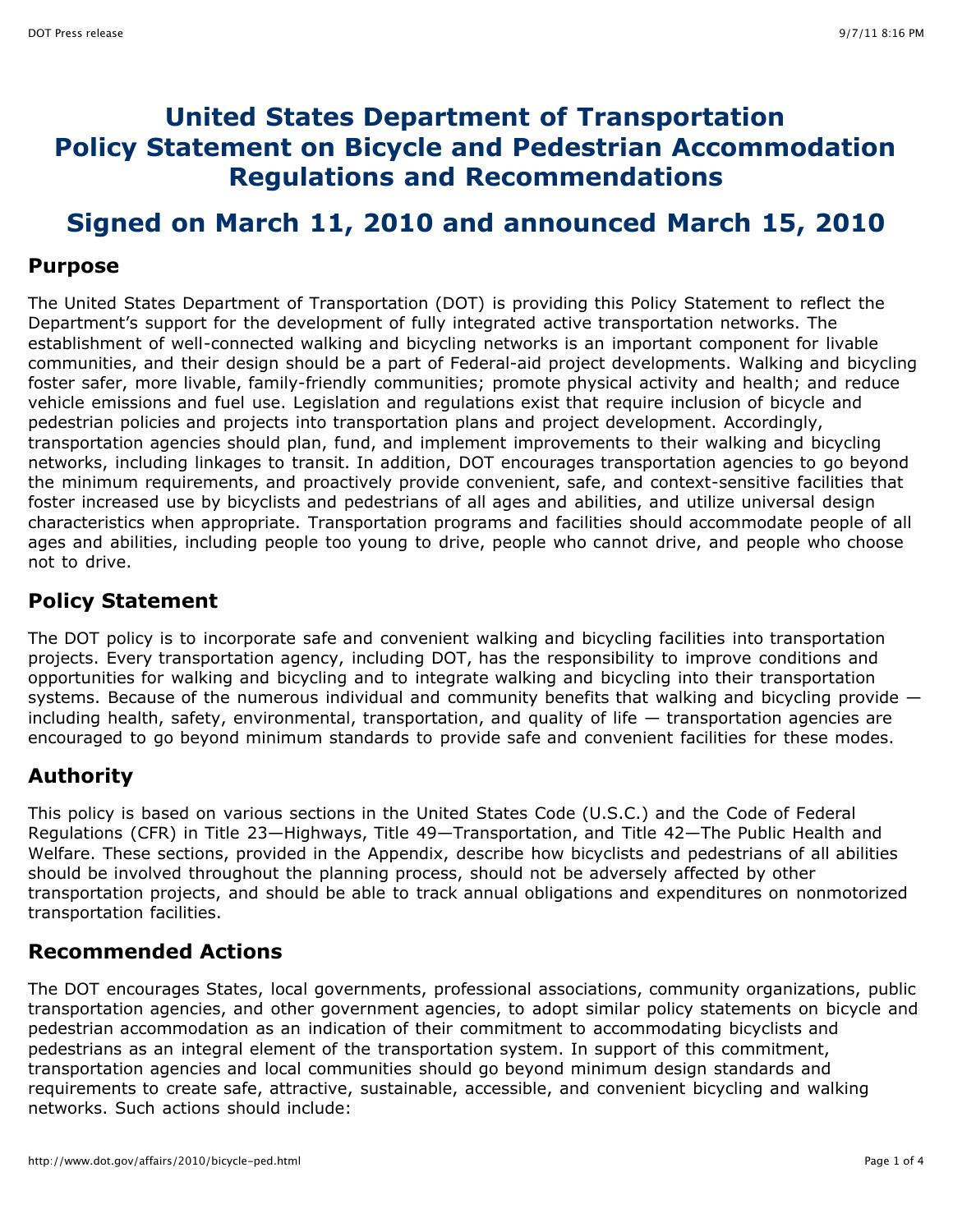# United States Department of Transportation Policy Statement on Bicycle and Pedestrian Accommodation Regulations and Recommendations

## Signed on March 11, 2010 and announced March 15, 2010

### Purpose

The United States Department of Transportation (DOT) is providing this Policy Statement to reflect the Department's support for the development of fully integrated active transportation networks. The establishment of well-connected walking and bicycling networks is an important component for livable communities, and their design should be a part of Federal-aid project developments. Walking and bicycling foster safer, more livable, family-friendly communities; promote physical activity and health; and reduce vehicle emissions and fuel use. Legislation and regulations exist that require inclusion of bicycle and pedestrian policies and projects into transportation plans and project development. Accordingly, transportation agencies should plan, fund, and implement improvements to their walking and bicycling networks, including linkages to transit. In addition, DOT encourages transportation agencies to go beyond the minimum requirements, and proactively provide convenient, safe, and context-sensitive facilities that foster increased use by bicyclists and pedestrians of all ages and abilities, and utilize universal design characteristics when appropriate. Transportation programs and facilities should accommodate people of all ages and abilities, including people too young to drive, people who cannot drive, and people who choose not to drive.

### Policy Statement

The DOT policy is to incorporate safe and convenient walking and bicycling facilities into transportation projects. Every transportation agency, including DOT, has the responsibility to improve conditions and opportunities for walking and bicycling and to integrate walking and bicycling into their transportation systems. Because of the numerous individual and community benefits that walking and bicycling provide — including health, safety, environmental, transportation, and quality of life — transportation agencies are encouraged to go beyond minimum standards to provide safe and convenient facilities for these modes.

### Authority

This policy is based on various sections in the United States Code (U.S.C.) and the Code of Federal Regulations (CFR) in Title 23—Highways, Title 49—Transportation, and Title 42—The Public Health and Welfare. These sections, provided in the Appendix, describe how bicyclists and pedestrians of all abilities should be involved throughout the planning process, should not be adversely affected by other transportation projects, and should be able to track annual obligations and expenditures on nonmotorized transportation facilities.

### Recommended Actions

The DOT encourages States, local governments, professional associations, community organizations, public transportation agencies, and other government agencies, to adopt similar policy statements on bicycle and pedestrian accommodation as an indication of their commitment to accommodating bicyclists and pedestrians as an integral element of the transportation system. In support of this commitment, transportation agencies and local communities should go beyond minimum design standards and requirements to create safe, attractive, sustainable, accessible, and convenient bicycling and walking networks. Such actions should include: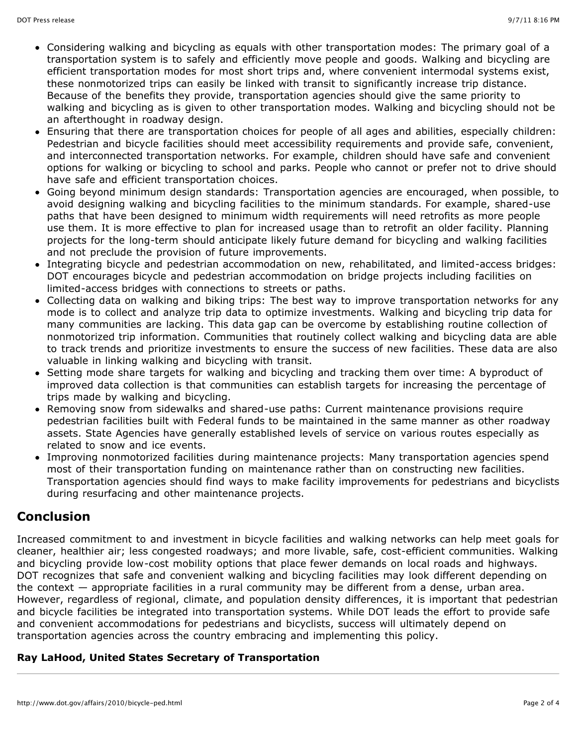- Considering walking and bicycling as equals with other transportation modes: The primary goal of a transportation system is to safely and efficiently move people and goods. Walking and bicycling are efficient transportation modes for most short trips and, where convenient intermodal systems exist, these nonmotorized trips can easily be linked with transit to significantly increase trip distance. Because of the benefits they provide, transportation agencies should give the same priority to walking and bicycling as is given to other transportation modes. Walking and bicycling should not be an afterthought in roadway design.
- Ensuring that there are transportation choices for people of all ages and abilities, especially children: Pedestrian and bicycle facilities should meet accessibility requirements and provide safe, convenient, and interconnected transportation networks. For example, children should have safe and convenient options for walking or bicycling to school and parks. People who cannot or prefer not to drive should have safe and efficient transportation choices.
- Going beyond minimum design standards: Transportation agencies are encouraged, when possible, to avoid designing walking and bicycling facilities to the minimum standards. For example, shared-use paths that have been designed to minimum width requirements will need retrofits as more people use them. It is more effective to plan for increased usage than to retrofit an older facility. Planning projects for the long-term should anticipate likely future demand for bicycling and walking facilities and not preclude the provision of future improvements.
- Integrating bicycle and pedestrian accommodation on new, rehabilitated, and limited-access bridges: DOT encourages bicycle and pedestrian accommodation on bridge projects including facilities on limited-access bridges with connections to streets or paths.
- Collecting data on walking and biking trips: The best way to improve transportation networks for any mode is to collect and analyze trip data to optimize investments. Walking and bicycling trip data for many communities are lacking. This data gap can be overcome by establishing routine collection of nonmotorized trip information. Communities that routinely collect walking and bicycling data are able to track trends and prioritize investments to ensure the success of new facilities. These data are also valuable in linking walking and bicycling with transit.
- Setting mode share targets for walking and bicycling and tracking them over time: A byproduct of improved data collection is that communities can establish targets for increasing the percentage of trips made by walking and bicycling.
- Removing snow from sidewalks and shared-use paths: Current maintenance provisions require pedestrian facilities built with Federal funds to be maintained in the same manner as other roadway assets. State Agencies have generally established levels of service on various routes especially as related to snow and ice events.
- Improving nonmotorized facilities during maintenance projects: Many transportation agencies spend most of their transportation funding on maintenance rather than on constructing new facilities. Transportation agencies should find ways to make facility improvements for pedestrians and bicyclists during resurfacing and other maintenance projects.

## Conclusion

Increased commitment to and investment in bicycle facilities and walking networks can help meet goals for cleaner, healthier air; less congested roadways; and more livable, safe, cost-efficient communities. Walking and bicycling provide low-cost mobility options that place fewer demands on local roads and highways. DOT recognizes that safe and convenient walking and bicycling facilities may look different depending on the context — appropriate facilities in a rural community may be different from a dense, urban area. However, regardless of regional, climate, and population density differences, it is important that pedestrian and bicycle facilities be integrated into transportation systems. While DOT leads the effort to provide safe and convenient accommodations for pedestrians and bicyclists, success will ultimately depend on transportation agencies across the country embracing and implementing this policy.

**Ray LaHood, United States Secretary of Transportation**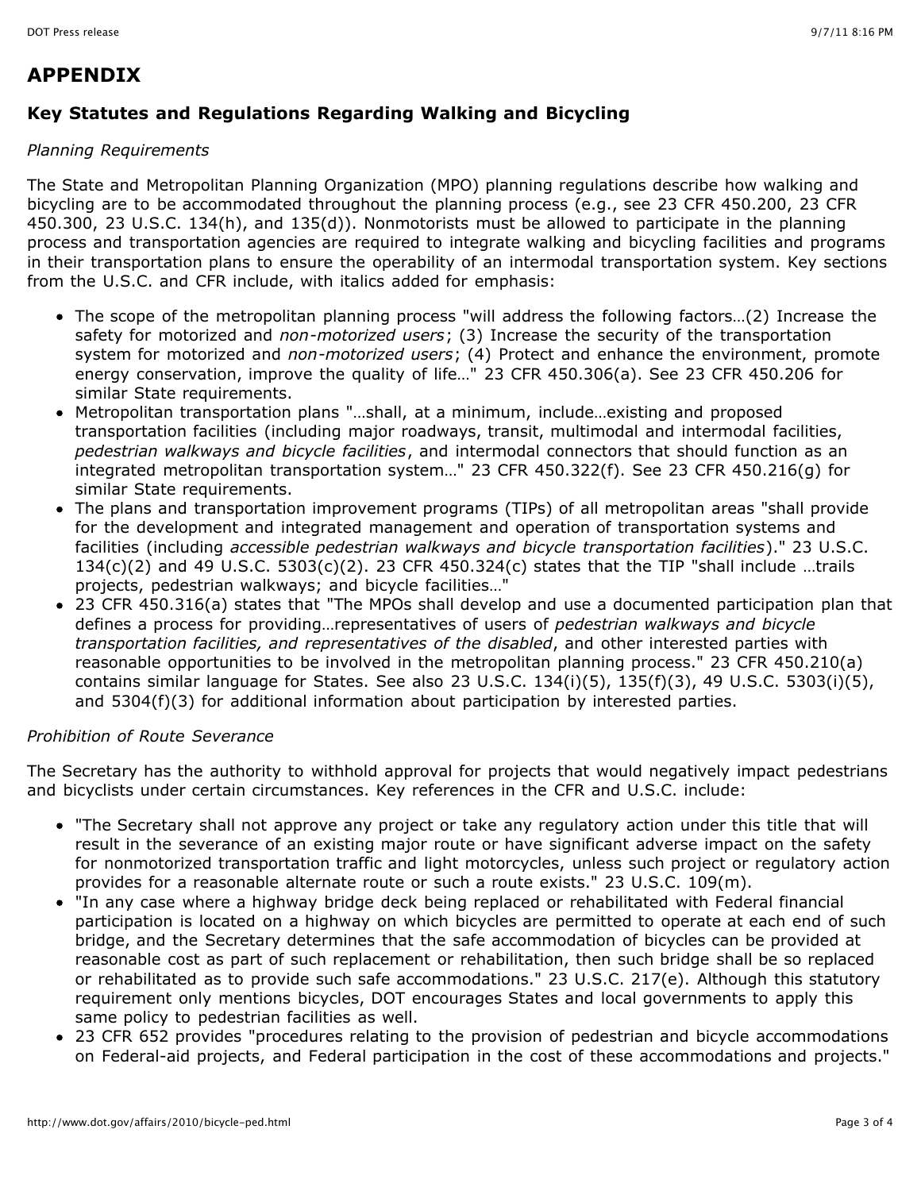## APPENDIX

### Key Statutes and Regulations Regarding Walking and Bicycling

*Planning Requirements*

The State and Metropolitan Planning Organization (MPO) planning regulations describe how walking and bicycling are to be accommodated throughout the planning process (e.g., see 23 CFR 450.200, 23 CFR 450.300, 23 U.S.C. 134(h), and 135(d)). Nonmotorists must be allowed to participate in the planning process and transportation agencies are required to integrate walking and bicycling facilities and programs in their transportation plans to ensure the operability of an intermodal transportation system. Key sections from the U.S.C. and CFR include, with italics added for emphasis:

- The scope of the metropolitan planning process "will address the following factors…(2) Increase the safety for motorized and *non-motorized users*; (3) Increase the security of the transportation system for motorized and *non-motorized users*; (4) Protect and enhance the environment, promote energy conservation, improve the quality of life…" 23 CFR 450.306(a). See 23 CFR 450.206 for similar State requirements.
- Metropolitan transportation plans "…shall, at a minimum, include…existing and proposed transportation facilities (including major roadways, transit, multimodal and intermodal facilities, *pedestrian walkways and bicycle facilities*, and intermodal connectors that should function as an integrated metropolitan transportation system…" 23 CFR 450.322(f). See 23 CFR 450.216(g) for similar State requirements.
- The plans and transportation improvement programs (TIPs) of all metropolitan areas "shall provide for the development and integrated management and operation of transportation systems and facilities (including *accessible pedestrian walkways and bicycle transportation facilities*)." 23 U.S.C. 134(c)(2) and 49 U.S.C. 5303(c)(2). 23 CFR 450.324(c) states that the TIP "shall include …trails projects, pedestrian walkways; and bicycle facilities…"
- 23 CFR 450.316(a) states that "The MPOs shall develop and use a documented participation plan that defines a process for providing…representatives of users of *pedestrian walkways and bicycle transportation facilities, and representatives of the disabled*, and other interested parties with reasonable opportunities to be involved in the metropolitan planning process." 23 CFR 450.210(a) contains similar language for States. See also 23 U.S.C. 134(i)(5), 135(f)(3), 49 U.S.C. 5303(i)(5), and 5304(f)(3) for additional information about participation by interested parties.

*Prohibition of Route Severance*

The Secretary has the authority to withhold approval for projects that would negatively impact pedestrians and bicyclists under certain circumstances. Key references in the CFR and U.S.C. include:

- "The Secretary shall not approve any project or take any regulatory action under this title that will result in the severance of an existing major route or have significant adverse impact on the safety for nonmotorized transportation traffic and light motorcycles, unless such project or regulatory action provides for a reasonable alternate route or such a route exists." 23 U.S.C. 109(m).
- "In any case where a highway bridge deck being replaced or rehabilitated with Federal financial participation is located on a highway on which bicycles are permitted to operate at each end of such bridge, and the Secretary determines that the safe accommodation of bicycles can be provided at reasonable cost as part of such replacement or rehabilitation, then such bridge shall be so replaced or rehabilitated as to provide such safe accommodations." 23 U.S.C. 217(e). Although this statutory requirement only mentions bicycles, DOT encourages States and local governments to apply this same policy to pedestrian facilities as well.
- 23 CFR 652 provides "procedures relating to the provision of pedestrian and bicycle accommodations on Federal-aid projects, and Federal participation in the cost of these accommodations and projects."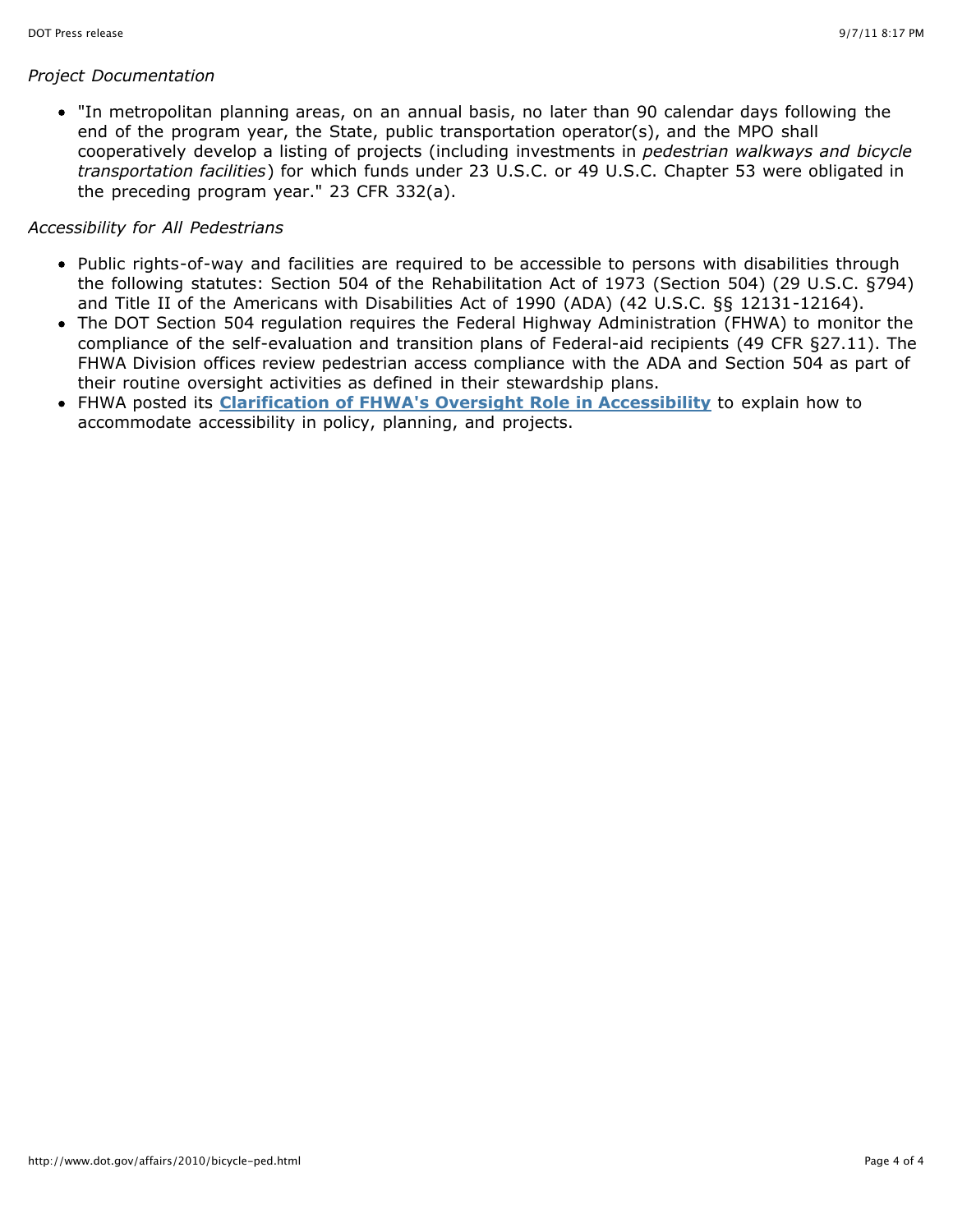*Project Documentation*

- "In metropolitan planning areas, on an annual basis, no later than 90 calendar days following the end of the program year, the State, public transportation operator(s), and the MPO shall cooperatively develop a listing of projects (including investments in *pedestrian walkways and bicycle transportation facilities*) for which funds under 23 U.S.C. or 49 U.S.C. Chapter 53 were obligated in the preceding program year." 23 CFR 332(a).

*Accessibility for All Pedestrians*

- Public rights-of-way and facilities are required to be accessible to persons with disabilities through the following statutes: Section 504 of the Rehabilitation Act of 1973 (Section 504) (29 U.S.C. §794) and Title II of the Americans with Disabilities Act of 1990 (ADA) (42 U.S.C. §§ 12131-12164).
- The DOT Section 504 regulation requires the Federal Highway Administration (FHWA) to monitor the compliance of the self-evaluation and transition plans of Federal-aid recipients (49 CFR §27.11). The FHWA Division offices review pedestrian access compliance with the ADA and Section 504 as part of their routine oversight activities as defined in their stewardship plans.
- FHWA posted its **Clarification of FHWA's Oversight Role in Accessibility** to explain how to accommodate accessibility in policy, planning, and projects.